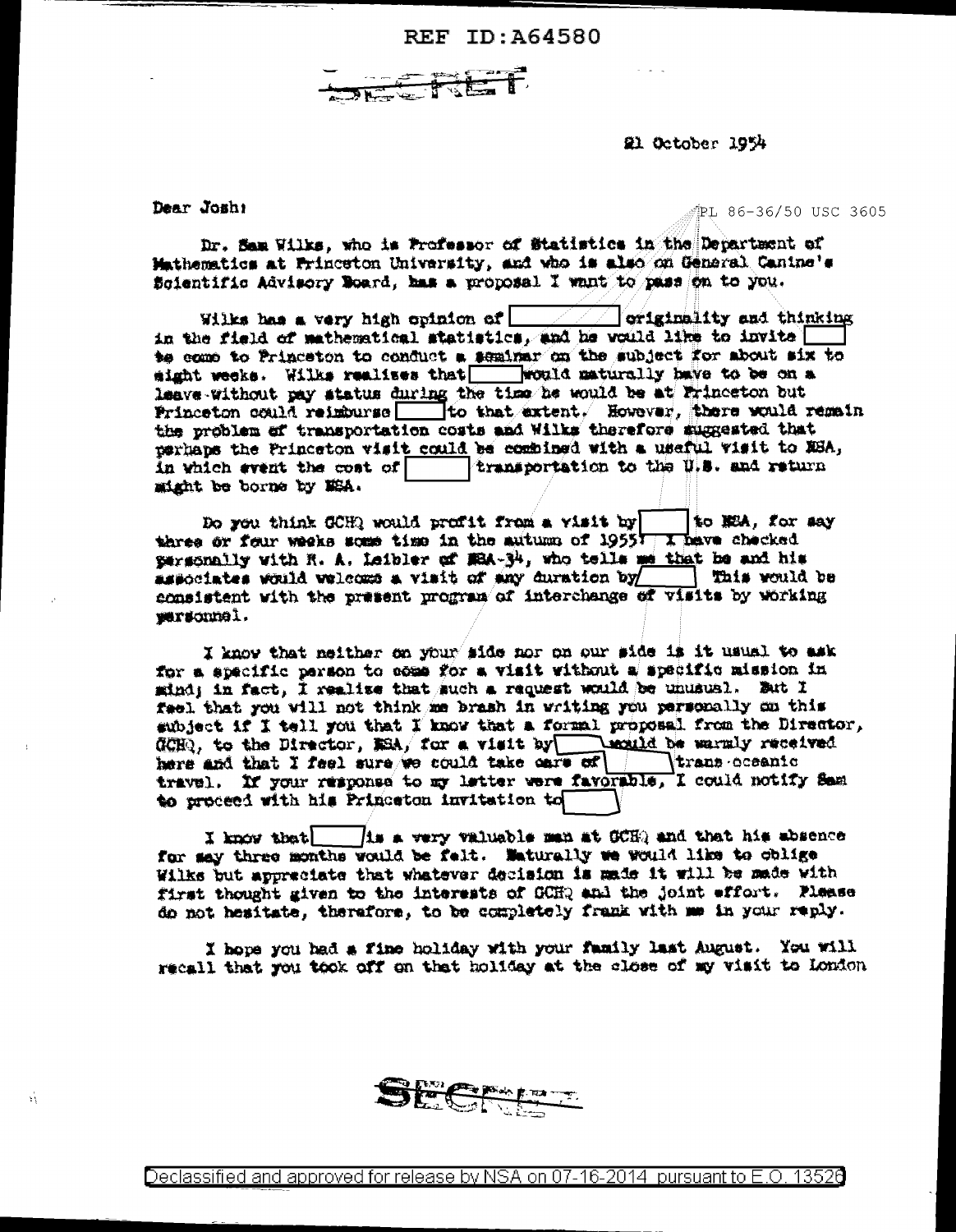REF ID:A64580

SECRET

21 October 1954

Dear Josh:

PL 86-36/50 USC 3605

Dr. Sam Wilks, who is Professor of Statistics in the Department of Mathematics at Princeton University, and who is also on General Canine's Scientific Advisory Board, has a proposal I want to pass on to you.

Wilks has a very high opinion of [ ] originality and thinking in the field of mathematical statistics, and he would like to invite [ ] to come to Princeton to conduct a seminar on the subject for about six to eight weeks. Wilks realizes that [ ] would naturally have to be on a leave-without pay status during the time he would be at Princeton but Princeton could reimburse [ ] to that extent. However, there would remain the problem of transportation costs and Wilks therefore suggested that perhaps the Princeton visit could be combined with a useful visit to NSA, in which event the cost of [ ] transportation to the U.S. and return might be borne by NSA.

Do you think GCHQ would profit from a visit by [ ] to NSA, for say three or four weeks some time in the autumn of 1955? I have checked personally with R. A. Leibler of NSA-34, who tells me that he and his associates would welcome a visit of any duration by [ ] This would be consistent with the present program of interchange of visits by working personnel.

I know that neither on your side nor on our side is it usual to ask for a specific person to come for a visit without a specific mission in mind; in fact, I realize that such a request would be unusual. But I feel that you will not think me brash in writing you personally on this subject if I tell you that I know that a formal proposal from the Director, GCHQ, to the Director, NSA, for a visit by [ ] would be warmly received here and that I feel sure we could take care of [ ] trans-oceanic travel. If your response to my letter were favorable, I could notify Sam to proceed with his Princeton invitation to [ ]

I know that [ ] is a very valuable man at GCHQ and that his absence for say three months would be felt. Naturally we would like to oblige Wilks but appreciate that whatever decision is made it will be made with first thought given to the interests of GCHQ and the joint effort. Please do not hesitate, therefore, to be completely frank with me in your reply.

I hope you had a fine holiday with your family last August. You will recall that you took off on that holiday at the close of my visit to London

SECRET

Declassified and approved for release by NSA on 07-16-2014 pursuant to E.O. 13526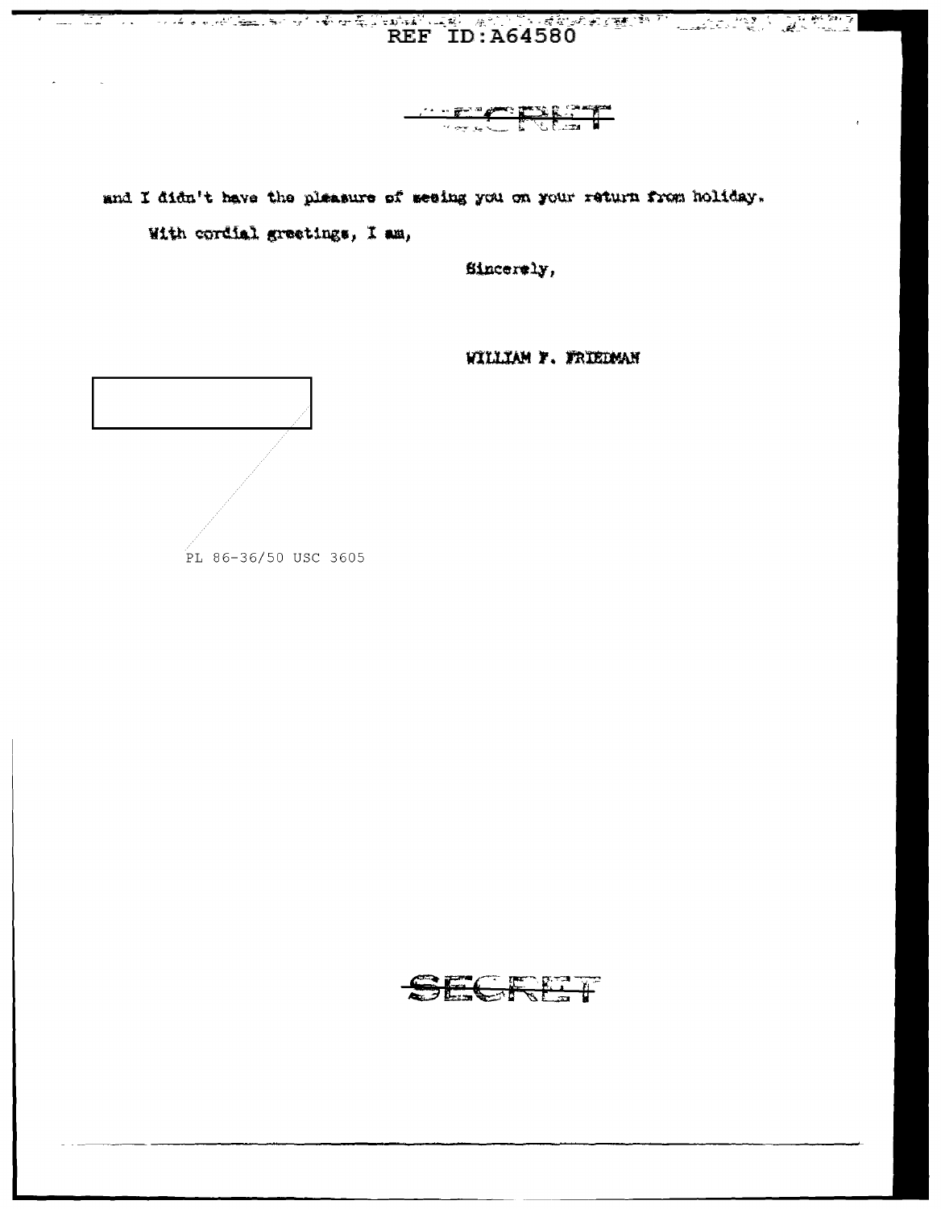SECRET

and I didn't have the pleasure of seeing you on your return from holiday.

With cordial greetings, I am,

Sincerely,

WILLIAM F. FRIEDMAN

PL 86-36/50 USC 3605

SECRET